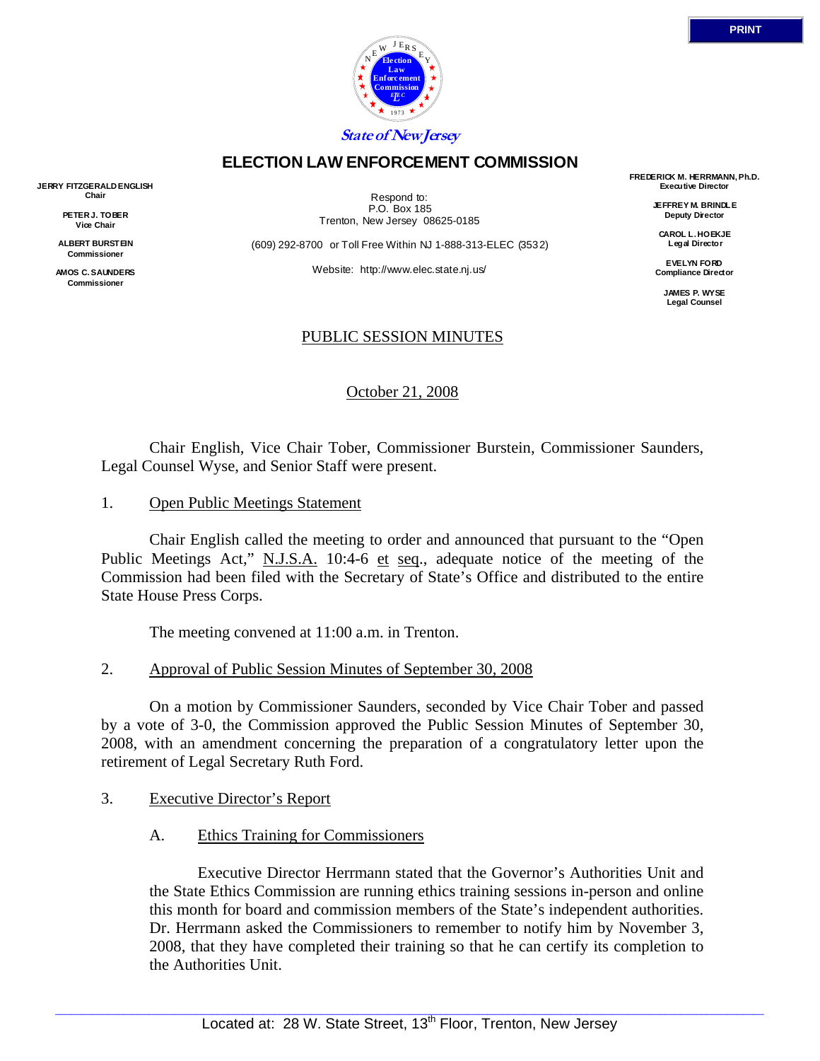State of New Jersey

# ELECTION LAW ENFORCEMENT COMMISSION

**JERRY FITZGERALD ENGLISH**
Chair

**PETER J. TOBER**
Vice Chair

**ALBERT BURSTEIN**
Commissioner

**AMOS C. SAUNDERS**
Commissioner

Respond to:
P.O. Box 185
Trenton, New Jersey 08625-0185

(609) 292-8700 or Toll Free Within NJ 1-888-313-ELEC (3532)

Website: http://www.elec.state.nj.us/

**FREDERICK M. HERRMANN, Ph.D.**
Executive Director

**JEFFREY M. BRINDLE**
Deputy Director

**CAROL L. HOEKJE**
Legal Director

**EVELYN FORD**
Compliance Director

**JAMES P. WYSE**
Legal Counsel

## PUBLIC SESSION MINUTES

October 21, 2008

Chair English, Vice Chair Tober, Commissioner Burstein, Commissioner Saunders, Legal Counsel Wyse, and Senior Staff were present.

1. Open Public Meetings Statement

Chair English called the meeting to order and announced that pursuant to the "Open Public Meetings Act," N.J.S.A. 10:4-6 et seq., adequate notice of the meeting of the Commission had been filed with the Secretary of State's Office and distributed to the entire State House Press Corps.

The meeting convened at 11:00 a.m. in Trenton.

2. Approval of Public Session Minutes of September 30, 2008

On a motion by Commissioner Saunders, seconded by Vice Chair Tober and passed by a vote of 3-0, the Commission approved the Public Session Minutes of September 30, 2008, with an amendment concerning the preparation of a congratulatory letter upon the retirement of Legal Secretary Ruth Ford.

3. Executive Director's Report

A. Ethics Training for Commissioners

Executive Director Herrmann stated that the Governor's Authorities Unit and the State Ethics Commission are running ethics training sessions in-person and online this month for board and commission members of the State's independent authorities. Dr. Herrmann asked the Commissioners to remember to notify him by November 3, 2008, that they have completed their training so that he can certify its completion to the Authorities Unit.

Located at: 28 W. State Street, 13th Floor, Trenton, New Jersey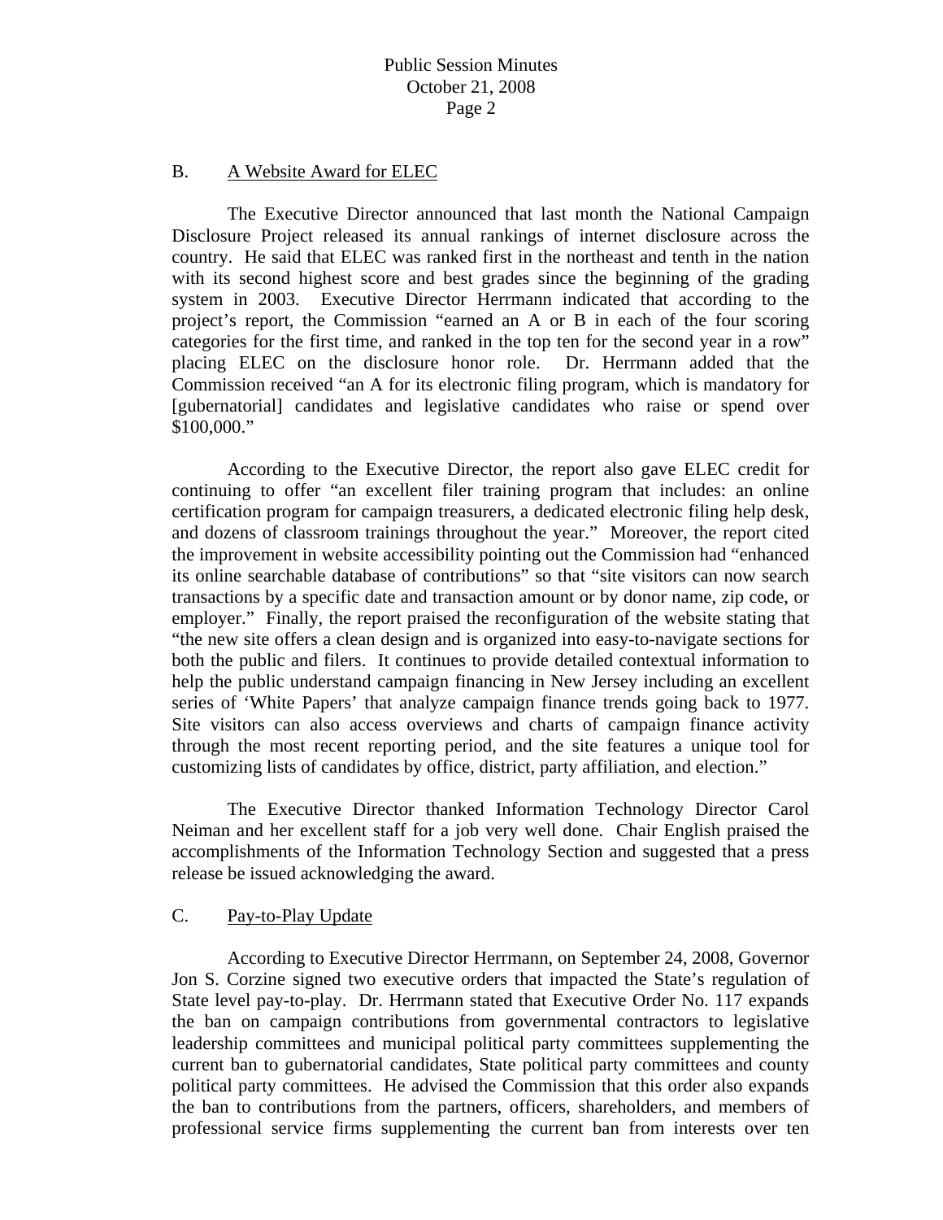B. A Website Award for ELEC

The Executive Director announced that last month the National Campaign Disclosure Project released its annual rankings of internet disclosure across the country. He said that ELEC was ranked first in the northeast and tenth in the nation with its second highest score and best grades since the beginning of the grading system in 2003. Executive Director Herrmann indicated that according to the project's report, the Commission "earned an A or B in each of the four scoring categories for the first time, and ranked in the top ten for the second year in a row" placing ELEC on the disclosure honor role. Dr. Herrmann added that the Commission received "an A for its electronic filing program, which is mandatory for [gubernatorial] candidates and legislative candidates who raise or spend over $100,000."

According to the Executive Director, the report also gave ELEC credit for continuing to offer "an excellent filer training program that includes: an online certification program for campaign treasurers, a dedicated electronic filing help desk, and dozens of classroom trainings throughout the year." Moreover, the report cited the improvement in website accessibility pointing out the Commission had "enhanced its online searchable database of contributions" so that "site visitors can now search transactions by a specific date and transaction amount or by donor name, zip code, or employer." Finally, the report praised the reconfiguration of the website stating that "the new site offers a clean design and is organized into easy-to-navigate sections for both the public and filers. It continues to provide detailed contextual information to help the public understand campaign financing in New Jersey including an excellent series of 'White Papers' that analyze campaign finance trends going back to 1977. Site visitors can also access overviews and charts of campaign finance activity through the most recent reporting period, and the site features a unique tool for customizing lists of candidates by office, district, party affiliation, and election."

The Executive Director thanked Information Technology Director Carol Neiman and her excellent staff for a job very well done. Chair English praised the accomplishments of the Information Technology Section and suggested that a press release be issued acknowledging the award.

C. Pay-to-Play Update

According to Executive Director Herrmann, on September 24, 2008, Governor Jon S. Corzine signed two executive orders that impacted the State's regulation of State level pay-to-play. Dr. Herrmann stated that Executive Order No. 117 expands the ban on campaign contributions from governmental contractors to legislative leadership committees and municipal political party committees supplementing the current ban to gubernatorial candidates, State political party committees and county political party committees. He advised the Commission that this order also expands the ban to contributions from the partners, officers, shareholders, and members of professional service firms supplementing the current ban from interests over ten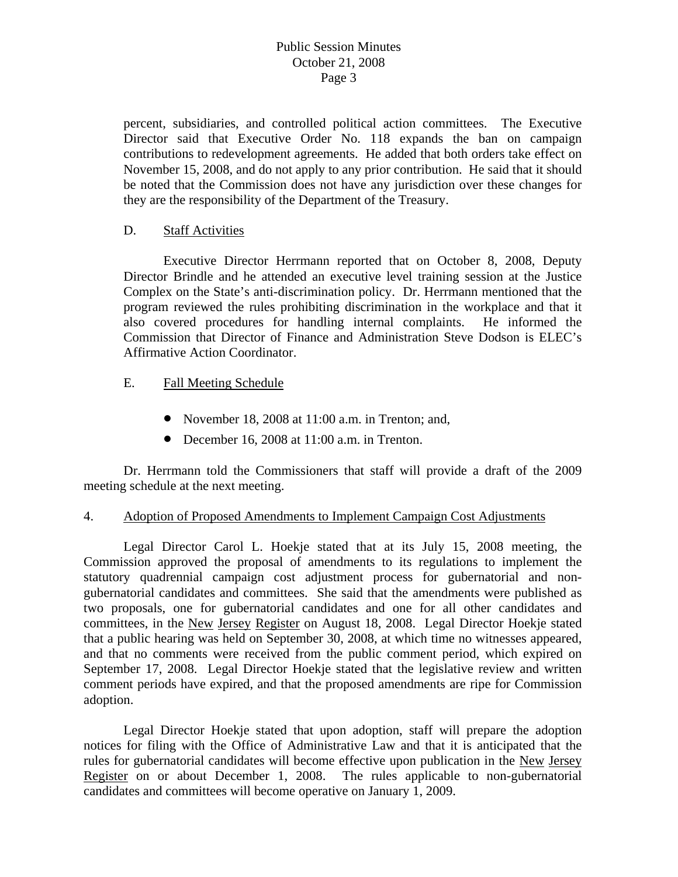percent, subsidiaries, and controlled political action committees. The Executive Director said that Executive Order No. 118 expands the ban on campaign contributions to redevelopment agreements. He added that both orders take effect on November 15, 2008, and do not apply to any prior contribution. He said that it should be noted that the Commission does not have any jurisdiction over these changes for they are the responsibility of the Department of the Treasury.

D. Staff Activities

Executive Director Herrmann reported that on October 8, 2008, Deputy Director Brindle and he attended an executive level training session at the Justice Complex on the State's anti-discrimination policy. Dr. Herrmann mentioned that the program reviewed the rules prohibiting discrimination in the workplace and that it also covered procedures for handling internal complaints. He informed the Commission that Director of Finance and Administration Steve Dodson is ELEC's Affirmative Action Coordinator.

E. Fall Meeting Schedule

- November 18, 2008 at 11:00 a.m. in Trenton; and,
- December 16, 2008 at 11:00 a.m. in Trenton.

Dr. Herrmann told the Commissioners that staff will provide a draft of the 2009 meeting schedule at the next meeting.

4. Adoption of Proposed Amendments to Implement Campaign Cost Adjustments

Legal Director Carol L. Hoekje stated that at its July 15, 2008 meeting, the Commission approved the proposal of amendments to its regulations to implement the statutory quadrennial campaign cost adjustment process for gubernatorial and non-gubernatorial candidates and committees. She said that the amendments were published as two proposals, one for gubernatorial candidates and one for all other candidates and committees, in the New Jersey Register on August 18, 2008. Legal Director Hoekje stated that a public hearing was held on September 30, 2008, at which time no witnesses appeared, and that no comments were received from the public comment period, which expired on September 17, 2008. Legal Director Hoekje stated that the legislative review and written comment periods have expired, and that the proposed amendments are ripe for Commission adoption.

Legal Director Hoekje stated that upon adoption, staff will prepare the adoption notices for filing with the Office of Administrative Law and that it is anticipated that the rules for gubernatorial candidates will become effective upon publication in the New Jersey Register on or about December 1, 2008. The rules applicable to non-gubernatorial candidates and committees will become operative on January 1, 2009.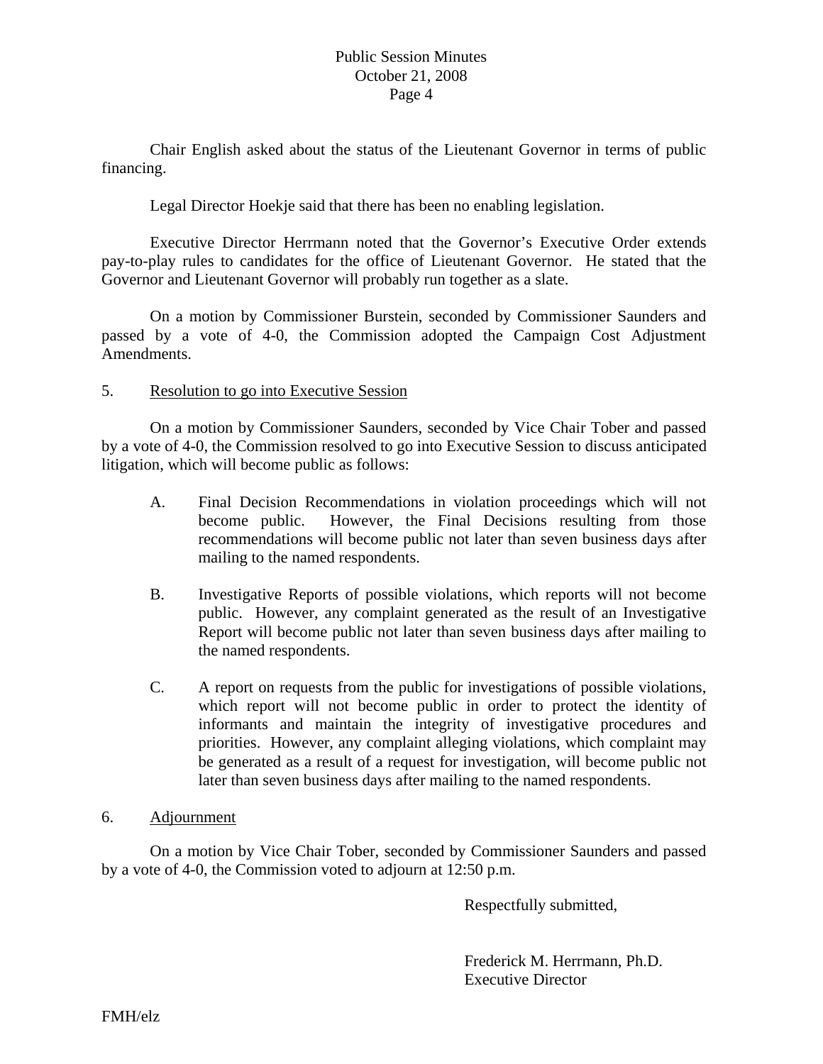Chair English asked about the status of the Lieutenant Governor in terms of public financing.

Legal Director Hoekje said that there has been no enabling legislation.

Executive Director Herrmann noted that the Governor's Executive Order extends pay-to-play rules to candidates for the office of Lieutenant Governor. He stated that the Governor and Lieutenant Governor will probably run together as a slate.

On a motion by Commissioner Burstein, seconded by Commissioner Saunders and passed by a vote of 4-0, the Commission adopted the Campaign Cost Adjustment Amendments.

5. <u>Resolution to go into Executive Session</u>

On a motion by Commissioner Saunders, seconded by Vice Chair Tober and passed by a vote of 4-0, the Commission resolved to go into Executive Session to discuss anticipated litigation, which will become public as follows:

A. Final Decision Recommendations in violation proceedings which will not become public. However, the Final Decisions resulting from those recommendations will become public not later than seven business days after mailing to the named respondents.

B. Investigative Reports of possible violations, which reports will not become public. However, any complaint generated as the result of an Investigative Report will become public not later than seven business days after mailing to the named respondents.

C. A report on requests from the public for investigations of possible violations, which report will not become public in order to protect the identity of informants and maintain the integrity of investigative procedures and priorities. However, any complaint alleging violations, which complaint may be generated as a result of a request for investigation, will become public not later than seven business days after mailing to the named respondents.

6. <u>Adjournment</u>

On a motion by Vice Chair Tober, seconded by Commissioner Saunders and passed by a vote of 4-0, the Commission voted to adjourn at 12:50 p.m.

Respectfully submitted,

Frederick M. Herrmann, Ph.D.
Executive Director

FMH/elz